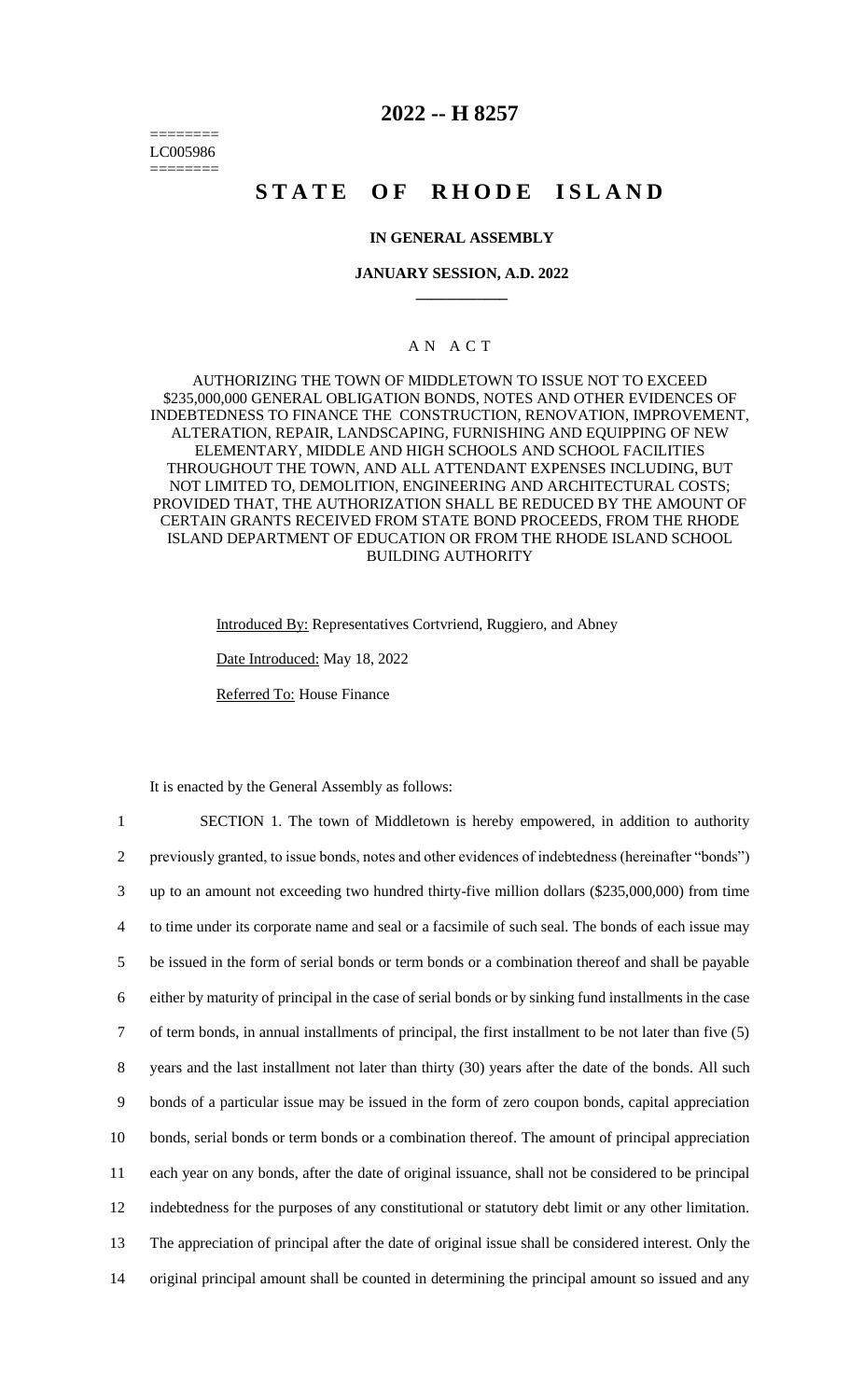========
LC005986
========

# 2022 -- H 8257

# STATE OF RHODE ISLAND

### IN GENERAL ASSEMBLY

### JANUARY SESSION, A.D. 2022

____________

### A N A C T

AUTHORIZING THE TOWN OF MIDDLETOWN TO ISSUE NOT TO EXCEED $235,000,000 GENERAL OBLIGATION BONDS, NOTES AND OTHER EVIDENCES OF INDEBTEDNESS TO FINANCE THE CONSTRUCTION, RENOVATION, IMPROVEMENT, ALTERATION, REPAIR, LANDSCAPING, FURNISHING AND EQUIPPING OF NEW ELEMENTARY, MIDDLE AND HIGH SCHOOLS AND SCHOOL FACILITIES THROUGHOUT THE TOWN, AND ALL ATTENDANT EXPENSES INCLUDING, BUT NOT LIMITED TO, DEMOLITION, ENGINEERING AND ARCHITECTURAL COSTS; PROVIDED THAT, THE AUTHORIZATION SHALL BE REDUCED BY THE AMOUNT OF CERTAIN GRANTS RECEIVED FROM STATE BOND PROCEEDS, FROM THE RHODE ISLAND DEPARTMENT OF EDUCATION OR FROM THE RHODE ISLAND SCHOOL BUILDING AUTHORITY

Introduced By: Representatives Cortvriend, Ruggiero, and Abney

Date Introduced: May 18, 2022

Referred To: House Finance

It is enacted by the General Assembly as follows:

1 SECTION 1. The town of Middletown is hereby empowered, in addition to authority
2 previously granted, to issue bonds, notes and other evidences of indebtedness (hereinafter "bonds")
3 up to an amount not exceeding two hundred thirty-five million dollars ($235,000,000) from time
4 to time under its corporate name and seal or a facsimile of such seal. The bonds of each issue may
5 be issued in the form of serial bonds or term bonds or a combination thereof and shall be payable
6 either by maturity of principal in the case of serial bonds or by sinking fund installments in the case
7 of term bonds, in annual installments of principal, the first installment to be not later than five (5)
8 years and the last installment not later than thirty (30) years after the date of the bonds. All such
9 bonds of a particular issue may be issued in the form of zero coupon bonds, capital appreciation
10 bonds, serial bonds or term bonds or a combination thereof. The amount of principal appreciation
11 each year on any bonds, after the date of original issuance, shall not be considered to be principal
12 indebtedness for the purposes of any constitutional or statutory debt limit or any other limitation.
13 The appreciation of principal after the date of original issue shall be considered interest. Only the
14 original principal amount shall be counted in determining the principal amount so issued and any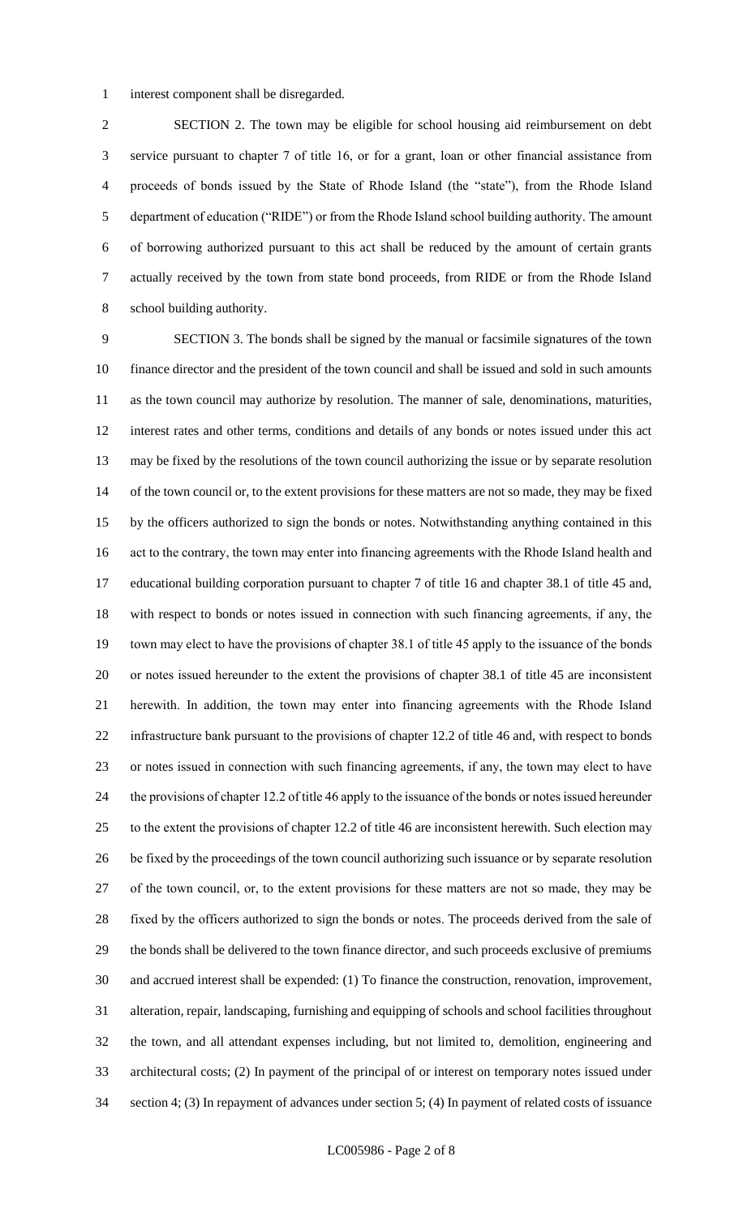interest component shall be disregarded.

SECTION 2. The town may be eligible for school housing aid reimbursement on debt service pursuant to chapter 7 of title 16, or for a grant, loan or other financial assistance from proceeds of bonds issued by the State of Rhode Island (the "state"), from the Rhode Island department of education ("RIDE") or from the Rhode Island school building authority. The amount of borrowing authorized pursuant to this act shall be reduced by the amount of certain grants actually received by the town from state bond proceeds, from RIDE or from the Rhode Island school building authority.

SECTION 3. The bonds shall be signed by the manual or facsimile signatures of the town finance director and the president of the town council and shall be issued and sold in such amounts as the town council may authorize by resolution. The manner of sale, denominations, maturities, interest rates and other terms, conditions and details of any bonds or notes issued under this act may be fixed by the resolutions of the town council authorizing the issue or by separate resolution of the town council or, to the extent provisions for these matters are not so made, they may be fixed by the officers authorized to sign the bonds or notes. Notwithstanding anything contained in this act to the contrary, the town may enter into financing agreements with the Rhode Island health and educational building corporation pursuant to chapter 7 of title 16 and chapter 38.1 of title 45 and, with respect to bonds or notes issued in connection with such financing agreements, if any, the town may elect to have the provisions of chapter 38.1 of title 45 apply to the issuance of the bonds or notes issued hereunder to the extent the provisions of chapter 38.1 of title 45 are inconsistent herewith. In addition, the town may enter into financing agreements with the Rhode Island infrastructure bank pursuant to the provisions of chapter 12.2 of title 46 and, with respect to bonds or notes issued in connection with such financing agreements, if any, the town may elect to have the provisions of chapter 12.2 of title 46 apply to the issuance of the bonds or notes issued hereunder to the extent the provisions of chapter 12.2 of title 46 are inconsistent herewith. Such election may be fixed by the proceedings of the town council authorizing such issuance or by separate resolution of the town council, or, to the extent provisions for these matters are not so made, they may be fixed by the officers authorized to sign the bonds or notes. The proceeds derived from the sale of the bonds shall be delivered to the town finance director, and such proceeds exclusive of premiums and accrued interest shall be expended: (1) To finance the construction, renovation, improvement, alteration, repair, landscaping, furnishing and equipping of schools and school facilities throughout the town, and all attendant expenses including, but not limited to, demolition, engineering and architectural costs; (2) In payment of the principal of or interest on temporary notes issued under section 4; (3) In repayment of advances under section 5; (4) In payment of related costs of issuance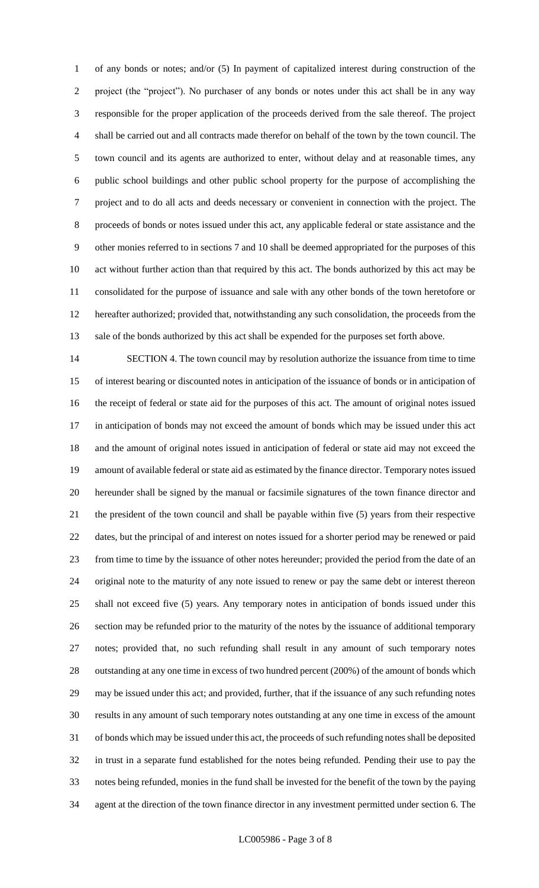of any bonds or notes; and/or (5) In payment of capitalized interest during construction of the project (the "project"). No purchaser of any bonds or notes under this act shall be in any way responsible for the proper application of the proceeds derived from the sale thereof. The project shall be carried out and all contracts made therefor on behalf of the town by the town council. The town council and its agents are authorized to enter, without delay and at reasonable times, any public school buildings and other public school property for the purpose of accomplishing the project and to do all acts and deeds necessary or convenient in connection with the project. The proceeds of bonds or notes issued under this act, any applicable federal or state assistance and the other monies referred to in sections 7 and 10 shall be deemed appropriated for the purposes of this act without further action than that required by this act. The bonds authorized by this act may be consolidated for the purpose of issuance and sale with any other bonds of the town heretofore or hereafter authorized; provided that, notwithstanding any such consolidation, the proceeds from the sale of the bonds authorized by this act shall be expended for the purposes set forth above.

SECTION 4. The town council may by resolution authorize the issuance from time to time of interest bearing or discounted notes in anticipation of the issuance of bonds or in anticipation of the receipt of federal or state aid for the purposes of this act. The amount of original notes issued in anticipation of bonds may not exceed the amount of bonds which may be issued under this act and the amount of original notes issued in anticipation of federal or state aid may not exceed the amount of available federal or state aid as estimated by the finance director. Temporary notes issued hereunder shall be signed by the manual or facsimile signatures of the town finance director and the president of the town council and shall be payable within five (5) years from their respective dates, but the principal of and interest on notes issued for a shorter period may be renewed or paid from time to time by the issuance of other notes hereunder; provided the period from the date of an original note to the maturity of any note issued to renew or pay the same debt or interest thereon shall not exceed five (5) years. Any temporary notes in anticipation of bonds issued under this section may be refunded prior to the maturity of the notes by the issuance of additional temporary notes; provided that, no such refunding shall result in any amount of such temporary notes outstanding at any one time in excess of two hundred percent (200%) of the amount of bonds which may be issued under this act; and provided, further, that if the issuance of any such refunding notes results in any amount of such temporary notes outstanding at any one time in excess of the amount of bonds which may be issued under this act, the proceeds of such refunding notes shall be deposited in trust in a separate fund established for the notes being refunded. Pending their use to pay the notes being refunded, monies in the fund shall be invested for the benefit of the town by the paying agent at the direction of the town finance director in any investment permitted under section 6. The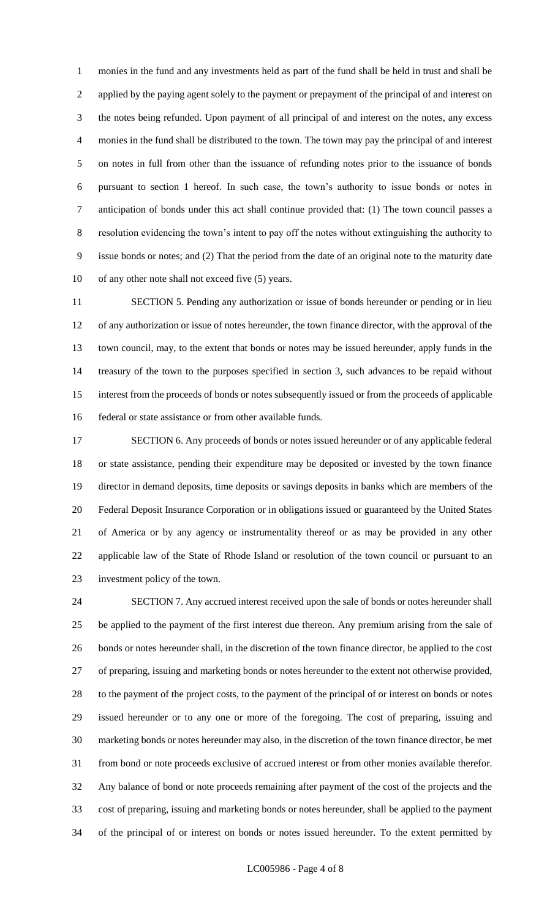monies in the fund and any investments held as part of the fund shall be held in trust and shall be applied by the paying agent solely to the payment or prepayment of the principal of and interest on the notes being refunded. Upon payment of all principal of and interest on the notes, any excess monies in the fund shall be distributed to the town. The town may pay the principal of and interest on notes in full from other than the issuance of refunding notes prior to the issuance of bonds pursuant to section 1 hereof. In such case, the town's authority to issue bonds or notes in anticipation of bonds under this act shall continue provided that: (1) The town council passes a resolution evidencing the town's intent to pay off the notes without extinguishing the authority to issue bonds or notes; and (2) That the period from the date of an original note to the maturity date of any other note shall not exceed five (5) years.

SECTION 5. Pending any authorization or issue of bonds hereunder or pending or in lieu of any authorization or issue of notes hereunder, the town finance director, with the approval of the town council, may, to the extent that bonds or notes may be issued hereunder, apply funds in the treasury of the town to the purposes specified in section 3, such advances to be repaid without interest from the proceeds of bonds or notes subsequently issued or from the proceeds of applicable federal or state assistance or from other available funds.

SECTION 6. Any proceeds of bonds or notes issued hereunder or of any applicable federal or state assistance, pending their expenditure may be deposited or invested by the town finance director in demand deposits, time deposits or savings deposits in banks which are members of the Federal Deposit Insurance Corporation or in obligations issued or guaranteed by the United States of America or by any agency or instrumentality thereof or as may be provided in any other applicable law of the State of Rhode Island or resolution of the town council or pursuant to an investment policy of the town.

SECTION 7. Any accrued interest received upon the sale of bonds or notes hereunder shall be applied to the payment of the first interest due thereon. Any premium arising from the sale of bonds or notes hereunder shall, in the discretion of the town finance director, be applied to the cost of preparing, issuing and marketing bonds or notes hereunder to the extent not otherwise provided, to the payment of the project costs, to the payment of the principal of or interest on bonds or notes issued hereunder or to any one or more of the foregoing. The cost of preparing, issuing and marketing bonds or notes hereunder may also, in the discretion of the town finance director, be met from bond or note proceeds exclusive of accrued interest or from other monies available therefor. Any balance of bond or note proceeds remaining after payment of the cost of the projects and the cost of preparing, issuing and marketing bonds or notes hereunder, shall be applied to the payment of the principal of or interest on bonds or notes issued hereunder. To the extent permitted by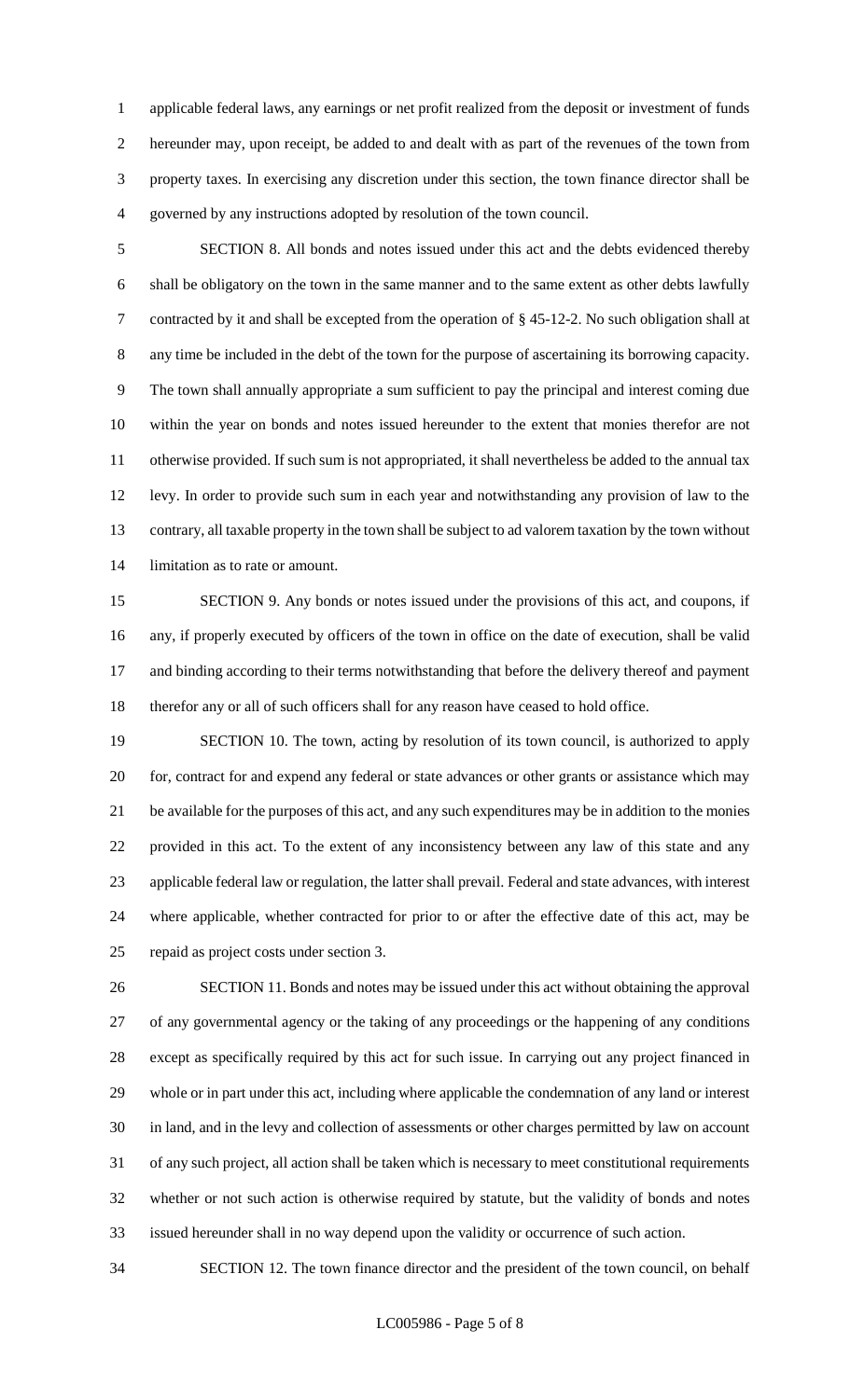applicable federal laws, any earnings or net profit realized from the deposit or investment of funds hereunder may, upon receipt, be added to and dealt with as part of the revenues of the town from property taxes. In exercising any discretion under this section, the town finance director shall be governed by any instructions adopted by resolution of the town council.

SECTION 8. All bonds and notes issued under this act and the debts evidenced thereby shall be obligatory on the town in the same manner and to the same extent as other debts lawfully contracted by it and shall be excepted from the operation of § 45-12-2. No such obligation shall at any time be included in the debt of the town for the purpose of ascertaining its borrowing capacity. The town shall annually appropriate a sum sufficient to pay the principal and interest coming due within the year on bonds and notes issued hereunder to the extent that monies therefor are not otherwise provided. If such sum is not appropriated, it shall nevertheless be added to the annual tax levy. In order to provide such sum in each year and notwithstanding any provision of law to the contrary, all taxable property in the town shall be subject to ad valorem taxation by the town without limitation as to rate or amount.

SECTION 9. Any bonds or notes issued under the provisions of this act, and coupons, if any, if properly executed by officers of the town in office on the date of execution, shall be valid and binding according to their terms notwithstanding that before the delivery thereof and payment therefor any or all of such officers shall for any reason have ceased to hold office.

SECTION 10. The town, acting by resolution of its town council, is authorized to apply for, contract for and expend any federal or state advances or other grants or assistance which may be available for the purposes of this act, and any such expenditures may be in addition to the monies provided in this act. To the extent of any inconsistency between any law of this state and any applicable federal law or regulation, the latter shall prevail. Federal and state advances, with interest where applicable, whether contracted for prior to or after the effective date of this act, may be repaid as project costs under section 3.

SECTION 11. Bonds and notes may be issued under this act without obtaining the approval of any governmental agency or the taking of any proceedings or the happening of any conditions except as specifically required by this act for such issue. In carrying out any project financed in whole or in part under this act, including where applicable the condemnation of any land or interest in land, and in the levy and collection of assessments or other charges permitted by law on account of any such project, all action shall be taken which is necessary to meet constitutional requirements whether or not such action is otherwise required by statute, but the validity of bonds and notes issued hereunder shall in no way depend upon the validity or occurrence of such action.

SECTION 12. The town finance director and the president of the town council, on behalf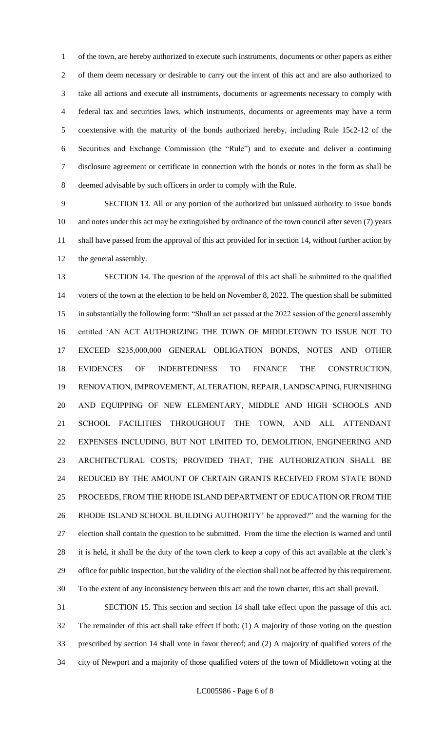of the town, are hereby authorized to execute such instruments, documents or other papers as either of them deem necessary or desirable to carry out the intent of this act and are also authorized to take all actions and execute all instruments, documents or agreements necessary to comply with federal tax and securities laws, which instruments, documents or agreements may have a term coextensive with the maturity of the bonds authorized hereby, including Rule 15c2-12 of the Securities and Exchange Commission (the "Rule") and to execute and deliver a continuing disclosure agreement or certificate in connection with the bonds or notes in the form as shall be deemed advisable by such officers in order to comply with the Rule.

SECTION 13. All or any portion of the authorized but unissued authority to issue bonds and notes under this act may be extinguished by ordinance of the town council after seven (7) years shall have passed from the approval of this act provided for in section 14, without further action by the general assembly.

SECTION 14. The question of the approval of this act shall be submitted to the qualified voters of the town at the election to be held on November 8, 2022. The question shall be submitted in substantially the following form: "Shall an act passed at the 2022 session of the general assembly entitled 'AN ACT AUTHORIZING THE TOWN OF MIDDLETOWN TO ISSUE NOT TO EXCEED $235,000,000 GENERAL OBLIGATION BONDS, NOTES AND OTHER EVIDENCES OF INDEBTEDNESS TO FINANCE THE CONSTRUCTION, RENOVATION, IMPROVEMENT, ALTERATION, REPAIR, LANDSCAPING, FURNISHING AND EQUIPPING OF NEW ELEMENTARY, MIDDLE AND HIGH SCHOOLS AND SCHOOL FACILITIES THROUGHOUT THE TOWN, AND ALL ATTENDANT EXPENSES INCLUDING, BUT NOT LIMITED TO, DEMOLITION, ENGINEERING AND ARCHITECTURAL COSTS; PROVIDED THAT, THE AUTHORIZATION SHALL BE REDUCED BY THE AMOUNT OF CERTAIN GRANTS RECEIVED FROM STATE BOND PROCEEDS, FROM THE RHODE ISLAND DEPARTMENT OF EDUCATION OR FROM THE RHODE ISLAND SCHOOL BUILDING AUTHORITY' be approved?" and the warning for the election shall contain the question to be submitted. From the time the election is warned and until it is held, it shall be the duty of the town clerk to keep a copy of this act available at the clerk's office for public inspection, but the validity of the election shall not be affected by this requirement. To the extent of any inconsistency between this act and the town charter, this act shall prevail.

SECTION 15. This section and section 14 shall take effect upon the passage of this act. The remainder of this act shall take effect if both: (1) A majority of those voting on the question prescribed by section 14 shall vote in favor thereof; and (2) A majority of qualified voters of the city of Newport and a majority of those qualified voters of the town of Middletown voting at the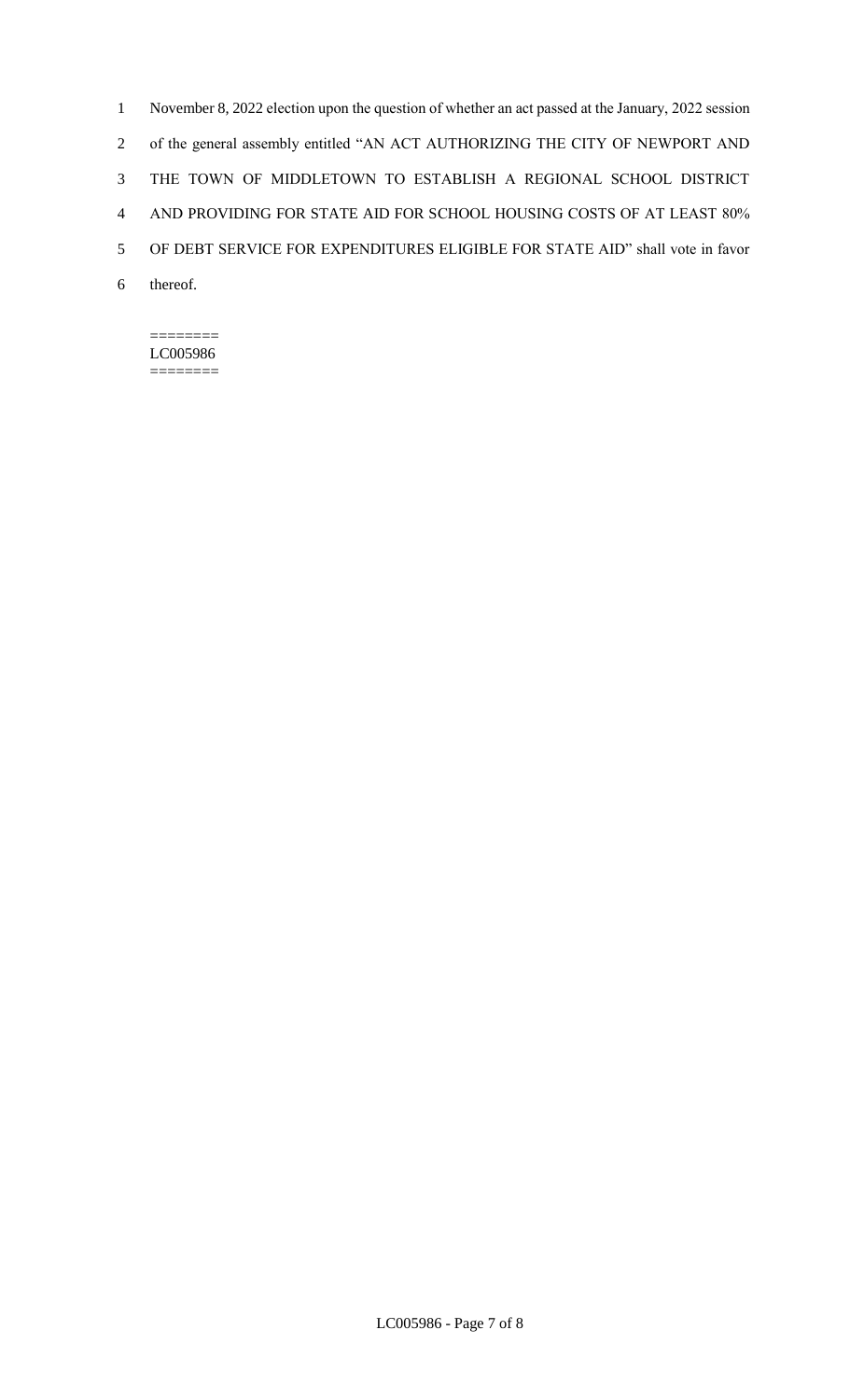November 8, 2022 election upon the question of whether an act passed at the January, 2022 session of the general assembly entitled "AN ACT AUTHORIZING THE CITY OF NEWPORT AND THE TOWN OF MIDDLETOWN TO ESTABLISH A REGIONAL SCHOOL DISTRICT AND PROVIDING FOR STATE AID FOR SCHOOL HOUSING COSTS OF AT LEAST 80% OF DEBT SERVICE FOR EXPENDITURES ELIGIBLE FOR STATE AID" shall vote in favor thereof.

========
LC005986
========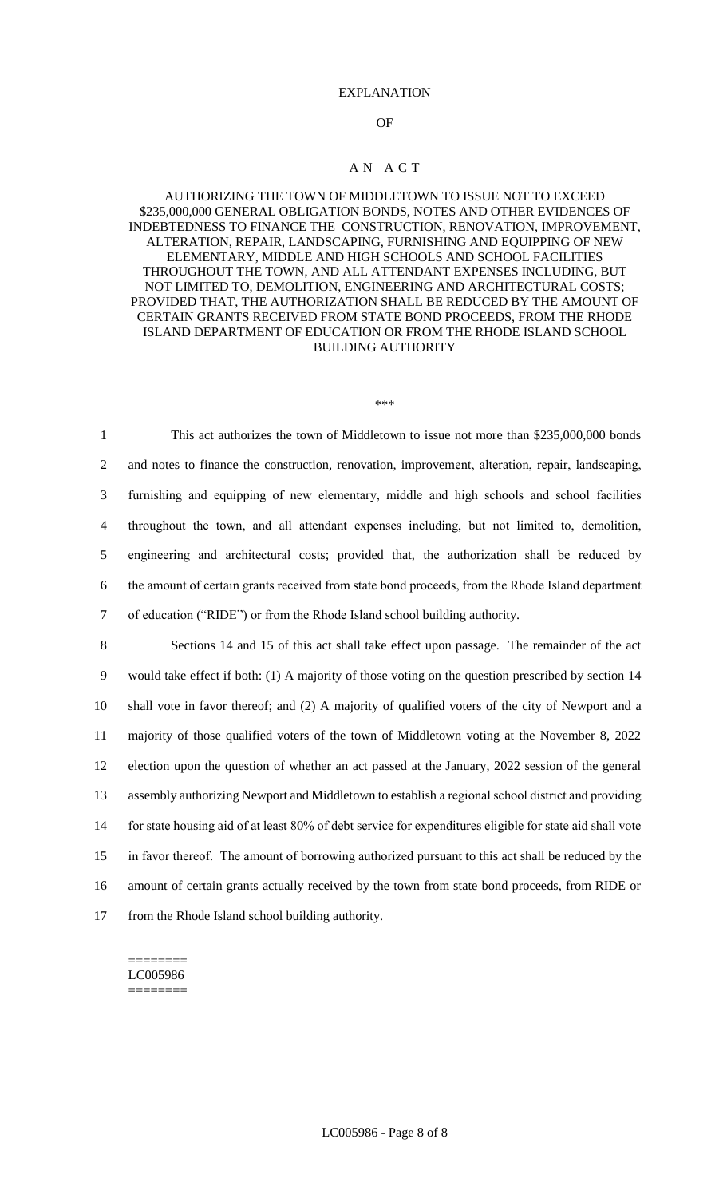# EXPLANATION

# OF

# A N A C T

AUTHORIZING THE TOWN OF MIDDLETOWN TO ISSUE NOT TO EXCEED $235,000,000 GENERAL OBLIGATION BONDS, NOTES AND OTHER EVIDENCES OF INDEBTEDNESS TO FINANCE THE CONSTRUCTION, RENOVATION, IMPROVEMENT, ALTERATION, REPAIR, LANDSCAPING, FURNISHING AND EQUIPPING OF NEW ELEMENTARY, MIDDLE AND HIGH SCHOOLS AND SCHOOL FACILITIES THROUGHOUT THE TOWN, AND ALL ATTENDANT EXPENSES INCLUDING, BUT NOT LIMITED TO, DEMOLITION, ENGINEERING AND ARCHITECTURAL COSTS; PROVIDED THAT, THE AUTHORIZATION SHALL BE REDUCED BY THE AMOUNT OF CERTAIN GRANTS RECEIVED FROM STATE BOND PROCEEDS, FROM THE RHODE ISLAND DEPARTMENT OF EDUCATION OR FROM THE RHODE ISLAND SCHOOL BUILDING AUTHORITY

***

1 This act authorizes the town of Middletown to issue not more than $235,000,000 bonds
2 and notes to finance the construction, renovation, improvement, alteration, repair, landscaping,
3 furnishing and equipping of new elementary, middle and high schools and school facilities
4 throughout the town, and all attendant expenses including, but not limited to, demolition,
5 engineering and architectural costs; provided that, the authorization shall be reduced by
6 the amount of certain grants received from state bond proceeds, from the Rhode Island department
7 of education ("RIDE") or from the Rhode Island school building authority.

8 Sections 14 and 15 of this act shall take effect upon passage. The remainder of the act
9 would take effect if both: (1) A majority of those voting on the question prescribed by section 14
10 shall vote in favor thereof; and (2) A majority of qualified voters of the city of Newport and a
11 majority of those qualified voters of the town of Middletown voting at the November 8, 2022
12 election upon the question of whether an act passed at the January, 2022 session of the general
13 assembly authorizing Newport and Middletown to establish a regional school district and providing
14 for state housing aid of at least 80% of debt service for expenditures eligible for state aid shall vote
15 in favor thereof. The amount of borrowing authorized pursuant to this act shall be reduced by the
16 amount of certain grants actually received by the town from state bond proceeds, from RIDE or
17 from the Rhode Island school building authority.

========
LC005986
========